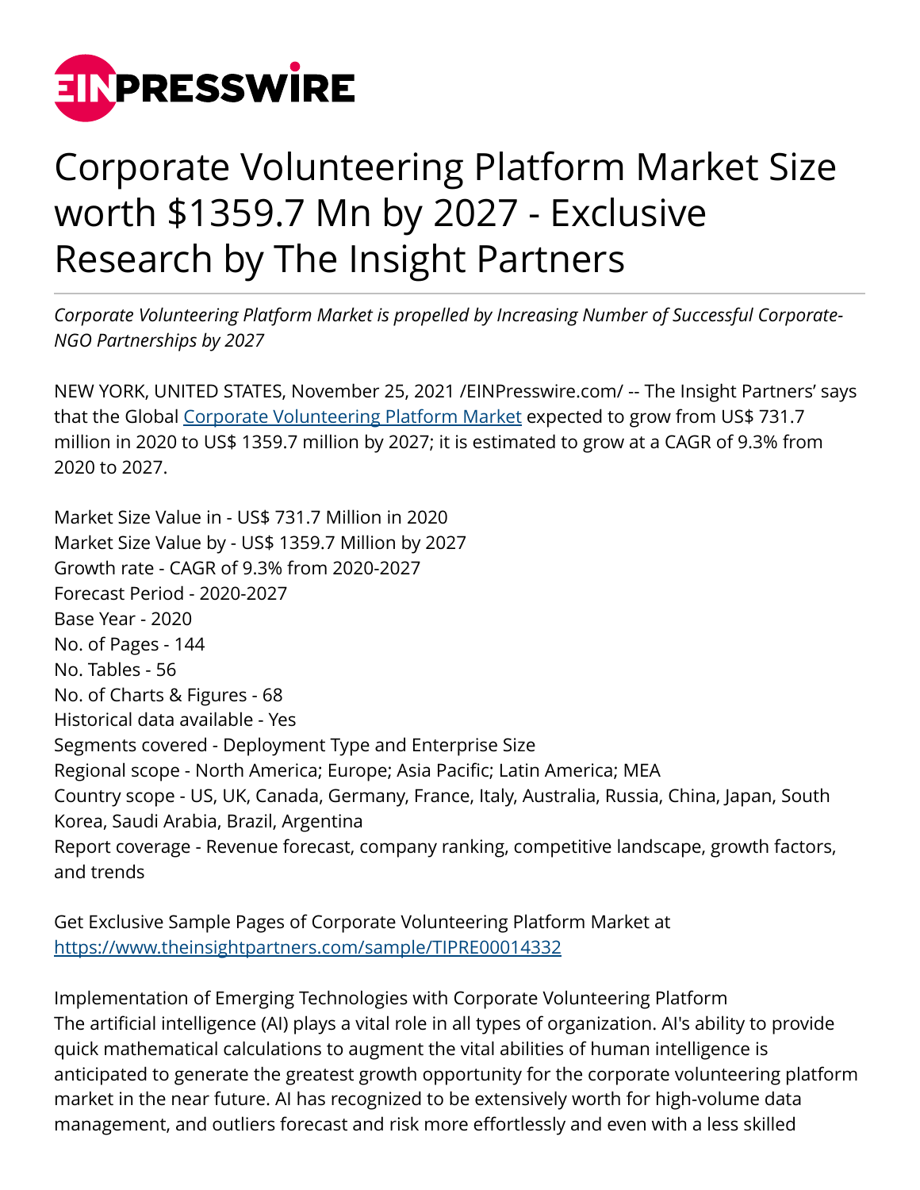# Corporate Volunteering Platform Market Size worth $1359.7 Mn by 2027 - Exclusive Research by The Insight Partners

*Corporate Volunteering Platform Market is propelled by Increasing Number of Successful Corporate-NGO Partnerships by 2027*

NEW YORK, UNITED STATES, November 25, 2021 /EINPresswire.com/ -- The Insight Partners' says that the Global [Corporate Volunteering Platform Market](https://www.theinsightpartners.com) expected to grow from US$ 731.7 million in 2020 to US$ 1359.7 million by 2027; it is estimated to grow at a CAGR of 9.3% from 2020 to 2027.

Market Size Value in - US$ 731.7 Million in 2020
Market Size Value by - US$ 1359.7 Million by 2027
Growth rate - CAGR of 9.3% from 2020-2027
Forecast Period - 2020-2027
Base Year - 2020
No. of Pages - 144
No. Tables - 56
No. of Charts & Figures - 68
Historical data available - Yes
Segments covered - Deployment Type and Enterprise Size
Regional scope - North America; Europe; Asia Pacific; Latin America; MEA
Country scope - US, UK, Canada, Germany, France, Italy, Australia, Russia, China, Japan, South Korea, Saudi Arabia, Brazil, Argentina
Report coverage - Revenue forecast, company ranking, competitive landscape, growth factors, and trends

Get Exclusive Sample Pages of Corporate Volunteering Platform Market at
https://www.theinsightpartners.com/sample/TIPRE00014332

Implementation of Emerging Technologies with Corporate Volunteering Platform
The artificial intelligence (AI) plays a vital role in all types of organization. AI's ability to provide quick mathematical calculations to augment the vital abilities of human intelligence is anticipated to generate the greatest growth opportunity for the corporate volunteering platform market in the near future. AI has recognized to be extensively worth for high-volume data management, and outliers forecast and risk more effortlessly and even with a less skilled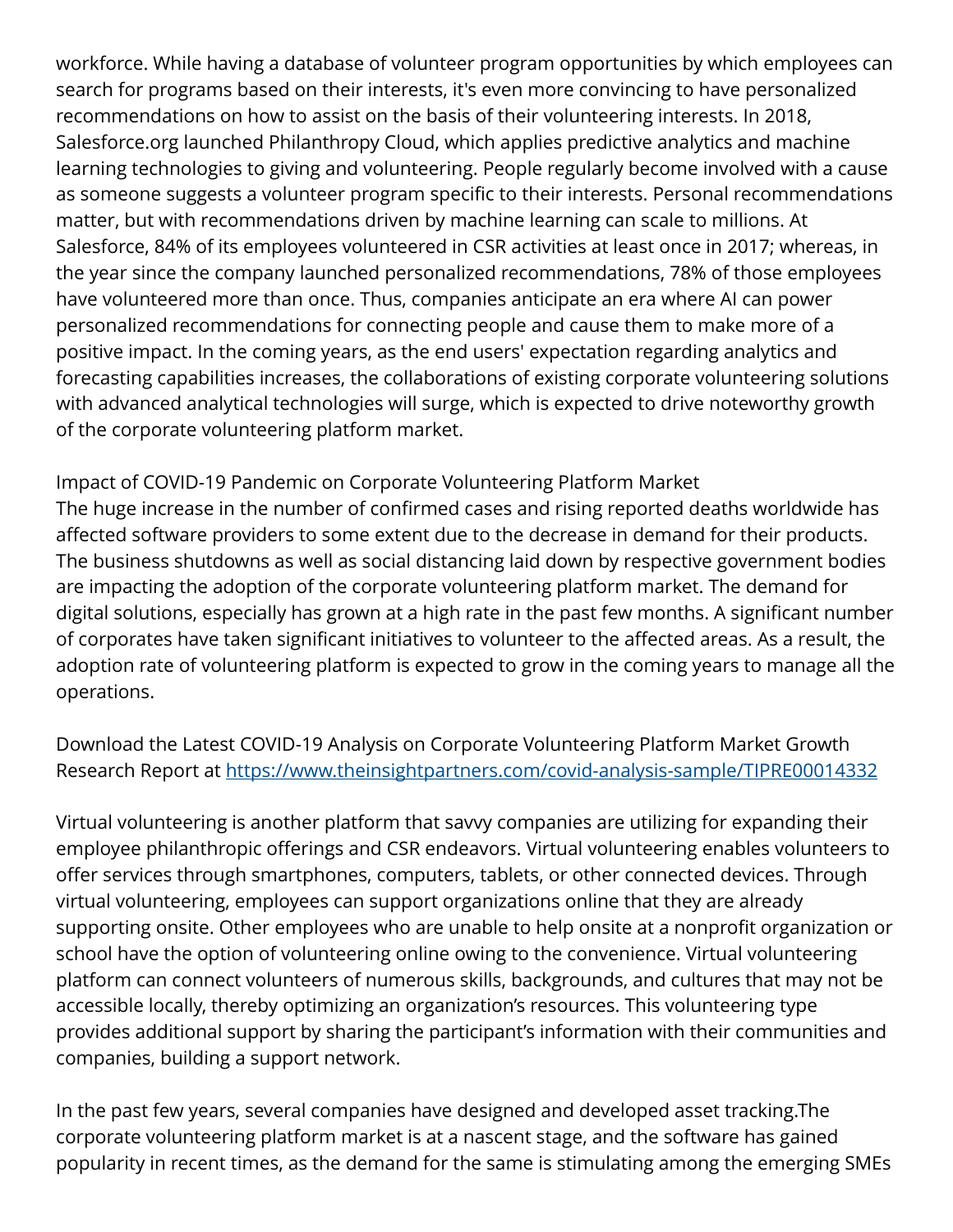workforce. While having a database of volunteer program opportunities by which employees can search for programs based on their interests, it's even more convincing to have personalized recommendations on how to assist on the basis of their volunteering interests. In 2018, Salesforce.org launched Philanthropy Cloud, which applies predictive analytics and machine learning technologies to giving and volunteering. People regularly become involved with a cause as someone suggests a volunteer program specific to their interests. Personal recommendations matter, but with recommendations driven by machine learning can scale to millions. At Salesforce, 84% of its employees volunteered in CSR activities at least once in 2017; whereas, in the year since the company launched personalized recommendations, 78% of those employees have volunteered more than once. Thus, companies anticipate an era where AI can power personalized recommendations for connecting people and cause them to make more of a positive impact. In the coming years, as the end users' expectation regarding analytics and forecasting capabilities increases, the collaborations of existing corporate volunteering solutions with advanced analytical technologies will surge, which is expected to drive noteworthy growth of the corporate volunteering platform market.

Impact of COVID-19 Pandemic on Corporate Volunteering Platform Market
The huge increase in the number of confirmed cases and rising reported deaths worldwide has affected software providers to some extent due to the decrease in demand for their products. The business shutdowns as well as social distancing laid down by respective government bodies are impacting the adoption of the corporate volunteering platform market. The demand for digital solutions, especially has grown at a high rate in the past few months. A significant number of corporates have taken significant initiatives to volunteer to the affected areas. As a result, the adoption rate of volunteering platform is expected to grow in the coming years to manage all the operations.

Download the Latest COVID-19 Analysis on Corporate Volunteering Platform Market Growth Research Report at https://www.theinsightpartners.com/covid-analysis-sample/TIPRE00014332

Virtual volunteering is another platform that savvy companies are utilizing for expanding their employee philanthropic offerings and CSR endeavors. Virtual volunteering enables volunteers to offer services through smartphones, computers, tablets, or other connected devices. Through virtual volunteering, employees can support organizations online that they are already supporting onsite. Other employees who are unable to help onsite at a nonprofit organization or school have the option of volunteering online owing to the convenience. Virtual volunteering platform can connect volunteers of numerous skills, backgrounds, and cultures that may not be accessible locally, thereby optimizing an organization's resources. This volunteering type provides additional support by sharing the participant's information with their communities and companies, building a support network.

In the past few years, several companies have designed and developed asset tracking.The corporate volunteering platform market is at a nascent stage, and the software has gained popularity in recent times, as the demand for the same is stimulating among the emerging SMEs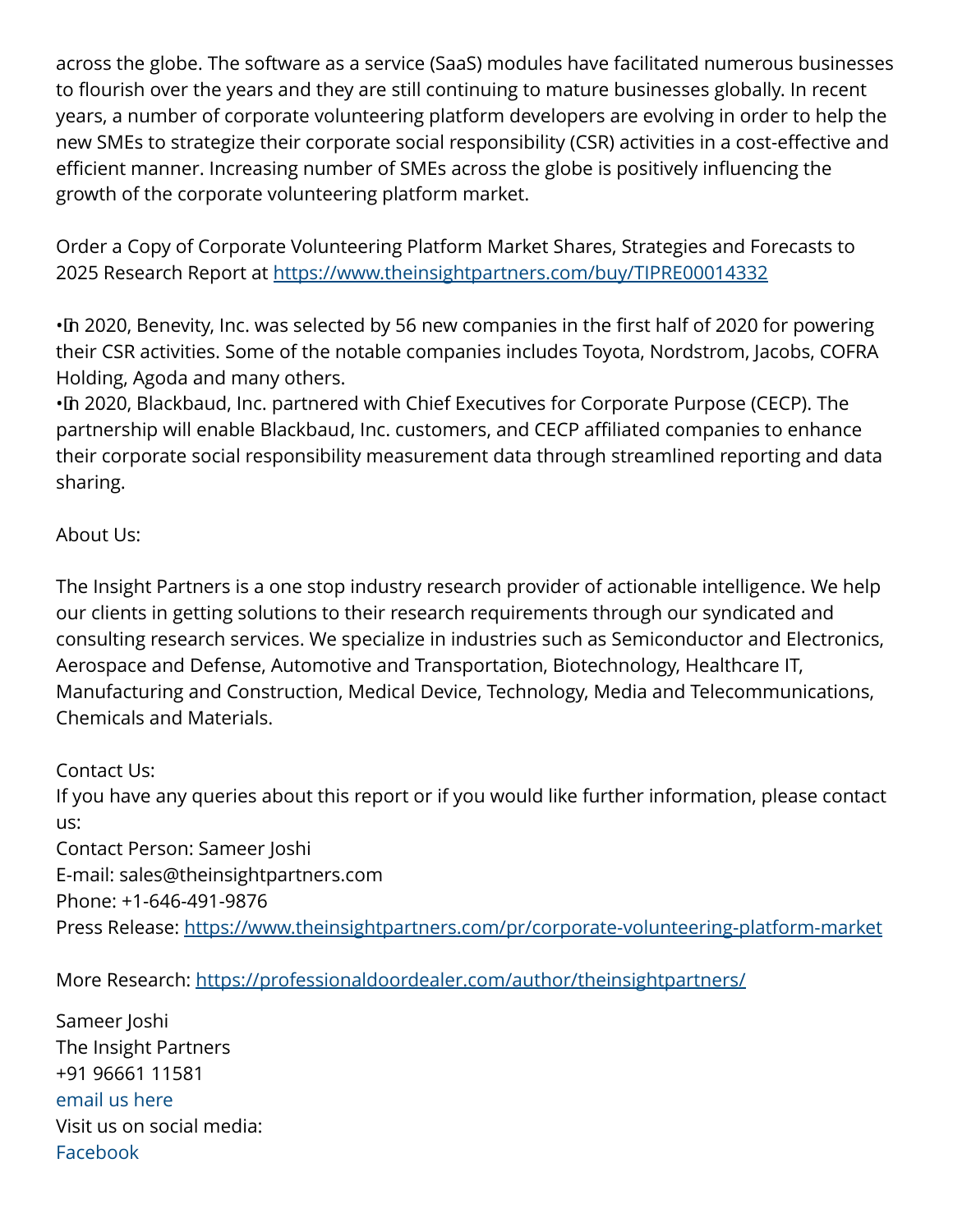across the globe. The software as a service (SaaS) modules have facilitated numerous businesses to flourish over the years and they are still continuing to mature businesses globally. In recent years, a number of corporate volunteering platform developers are evolving in order to help the new SMEs to strategize their corporate social responsibility (CSR) activities in a cost-effective and efficient manner. Increasing number of SMEs across the globe is positively influencing the growth of the corporate volunteering platform market.

Order a Copy of Corporate Volunteering Platform Market Shares, Strategies and Forecasts to 2025 Research Report at https://www.theinsightpartners.com/buy/TIPRE00014332

• In 2020, Benevity, Inc. was selected by 56 new companies in the first half of 2020 for powering their CSR activities. Some of the notable companies includes Toyota, Nordstrom, Jacobs, COFRA Holding, Agoda and many others.
• In 2020, Blackbaud, Inc. partnered with Chief Executives for Corporate Purpose (CECP). The partnership will enable Blackbaud, Inc. customers, and CECP affiliated companies to enhance their corporate social responsibility measurement data through streamlined reporting and data sharing.

About Us:

The Insight Partners is a one stop industry research provider of actionable intelligence. We help our clients in getting solutions to their research requirements through our syndicated and consulting research services. We specialize in industries such as Semiconductor and Electronics, Aerospace and Defense, Automotive and Transportation, Biotechnology, Healthcare IT, Manufacturing and Construction, Medical Device, Technology, Media and Telecommunications, Chemicals and Materials.

Contact Us:
If you have any queries about this report or if you would like further information, please contact us:
Contact Person: Sameer Joshi
E-mail: sales@theinsightpartners.com
Phone: +1-646-491-9876
Press Release: https://www.theinsightpartners.com/pr/corporate-volunteering-platform-market

More Research: https://professionaldoordealer.com/author/theinsightpartners/

Sameer Joshi
The Insight Partners
+91 96661 11581
email us here
Visit us on social media:
Facebook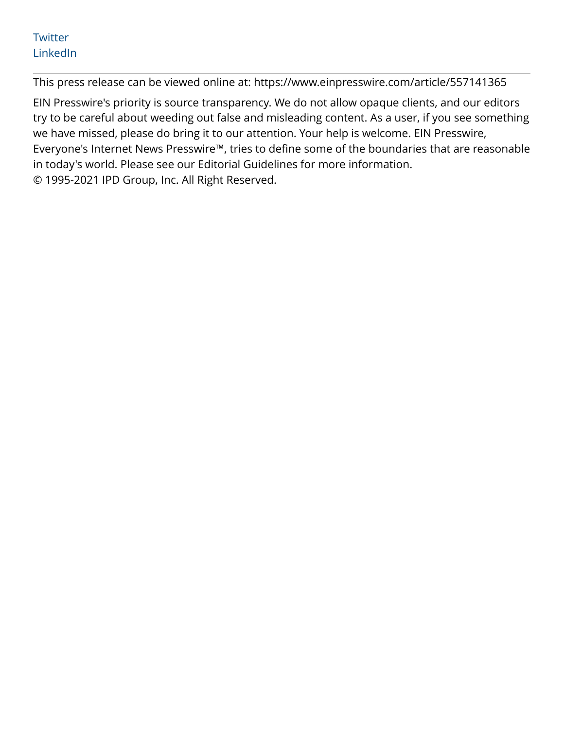Twitter
LinkedIn

---

This press release can be viewed online at: https://www.einpresswire.com/article/557141365

EIN Presswire's priority is source transparency. We do not allow opaque clients, and our editors try to be careful about weeding out false and misleading content. As a user, if you see something we have missed, please do bring it to our attention. Your help is welcome. EIN Presswire, Everyone's Internet News Presswire™, tries to define some of the boundaries that are reasonable in today's world. Please see our Editorial Guidelines for more information.
© 1995-2021 IPD Group, Inc. All Right Reserved.